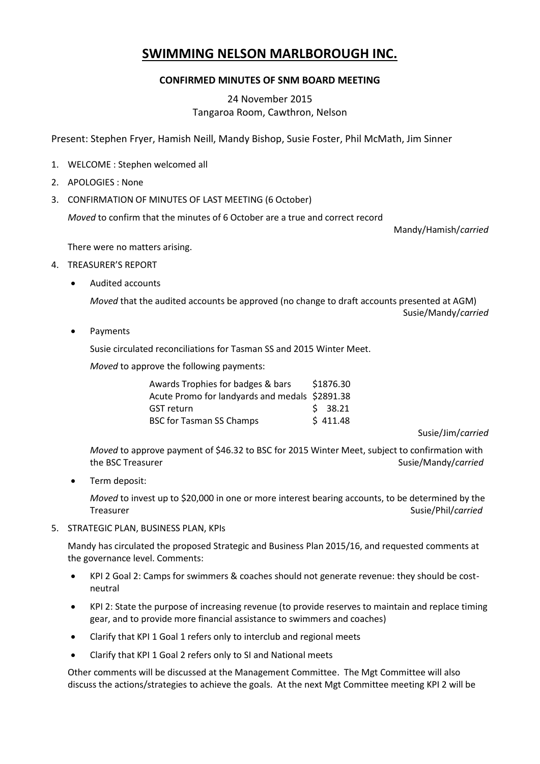# SWIMMING NELSON MARLBOROUGH INC.

**CONFIRMED MINUTES OF SNM BOARD MEETING**

24 November 2015
Tangaroa Room, Cawthron, Nelson

Present: Stephen Fryer, Hamish Neill, Mandy Bishop, Susie Foster, Phil McMath, Jim Sinner

1. WELCOME : Stephen welcomed all
2. APOLOGIES : None
3. CONFIRMATION OF MINUTES OF LAST MEETING (6 October)

   *Moved* to confirm that the minutes of 6 October are a true and correct record
   Mandy/Hamish/*carried*

   There were no matters arising.

4. TREASURER'S REPORT

   - Audited accounts

     *Moved* that the audited accounts be approved (no change to draft accounts presented at AGM)
     Susie/Mandy/*carried*

   - Payments

     Susie circulated reconciliations for Tasman SS and 2015 Winter Meet.

     *Moved* to approve the following payments:

     | | |
     |---|---|
     | Awards Trophies for badges & bars | \$1876.30 |
     | Acute Promo for landyards and medals | \$2891.38 |
     | GST return | \$ 38.21 |
     | BSC for Tasman SS Champs | \$ 411.48 |

     Susie/Jim/*carried*

     *Moved* to approve payment of \$46.32 to BSC for 2015 Winter Meet, subject to confirmation with the BSC Treasurer
     Susie/Mandy/*carried*

   - Term deposit:

     *Moved* to invest up to \$20,000 in one or more interest bearing accounts, to be determined by the Treasurer
     Susie/Phil/*carried*

5. STRATEGIC PLAN, BUSINESS PLAN, KPIs

   Mandy has circulated the proposed Strategic and Business Plan 2015/16, and requested comments at the governance level. Comments:

   - KPI 2 Goal 2: Camps for swimmers & coaches should not generate revenue: they should be cost-neutral
   - KPI 2: State the purpose of increasing revenue (to provide reserves to maintain and replace timing gear, and to provide more financial assistance to swimmers and coaches)
   - Clarify that KPI 1 Goal 1 refers only to interclub and regional meets
   - Clarify that KPI 1 Goal 2 refers only to SI and National meets

   Other comments will be discussed at the Management Committee. The Mgt Committee will also discuss the actions/strategies to achieve the goals. At the next Mgt Committee meeting KPI 2 will be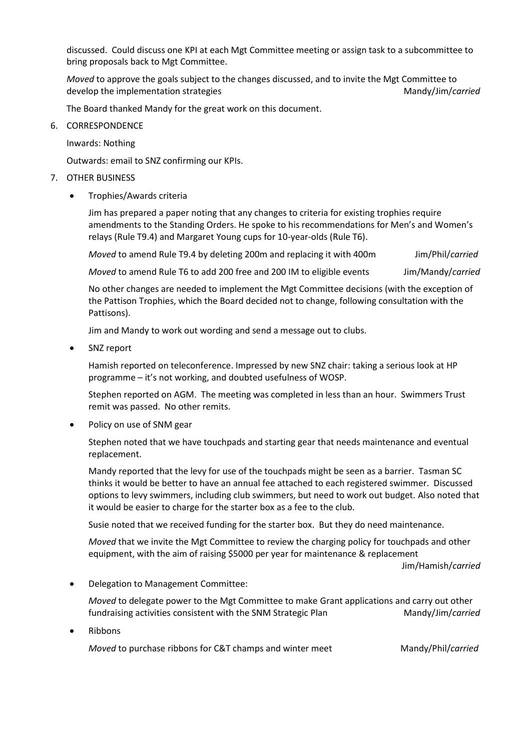discussed. Could discuss one KPI at each Mgt Committee meeting or assign task to a subcommittee to bring proposals back to Mgt Committee.

*Moved* to approve the goals subject to the changes discussed, and to invite the Mgt Committee to develop the implementation strategies Mandy/Jim/*carried*

The Board thanked Mandy for the great work on this document.

6. CORRESPONDENCE

   Inwards: Nothing

   Outwards: email to SNZ confirming our KPIs.

7. OTHER BUSINESS

   - Trophies/Awards criteria

     Jim has prepared a paper noting that any changes to criteria for existing trophies require amendments to the Standing Orders. He spoke to his recommendations for Men's and Women's relays (Rule T9.4) and Margaret Young cups for 10-year-olds (Rule T6).

     *Moved* to amend Rule T9.4 by deleting 200m and replacing it with 400m Jim/Phil/*carried*

     *Moved* to amend Rule T6 to add 200 free and 200 IM to eligible events Jim/Mandy/*carried*

     No other changes are needed to implement the Mgt Committee decisions (with the exception of the Pattison Trophies, which the Board decided not to change, following consultation with the Pattisons).

     Jim and Mandy to work out wording and send a message out to clubs.

   - SNZ report

     Hamish reported on teleconference. Impressed by new SNZ chair: taking a serious look at HP programme – it's not working, and doubted usefulness of WOSP.

     Stephen reported on AGM. The meeting was completed in less than an hour. Swimmers Trust remit was passed. No other remits.

   - Policy on use of SNM gear

     Stephen noted that we have touchpads and starting gear that needs maintenance and eventual replacement.

     Mandy reported that the levy for use of the touchpads might be seen as a barrier. Tasman SC thinks it would be better to have an annual fee attached to each registered swimmer. Discussed options to levy swimmers, including club swimmers, but need to work out budget. Also noted that it would be easier to charge for the starter box as a fee to the club.

     Susie noted that we received funding for the starter box. But they do need maintenance.

     *Moved* that we invite the Mgt Committee to review the charging policy for touchpads and other equipment, with the aim of raising $5000 per year for maintenance & replacement Jim/Hamish/*carried*

   - Delegation to Management Committee:

     *Moved* to delegate power to the Mgt Committee to make Grant applications and carry out other fundraising activities consistent with the SNM Strategic Plan Mandy/Jim/*carried*

   - Ribbons

     *Moved* to purchase ribbons for C&T champs and winter meet Mandy/Phil/*carried*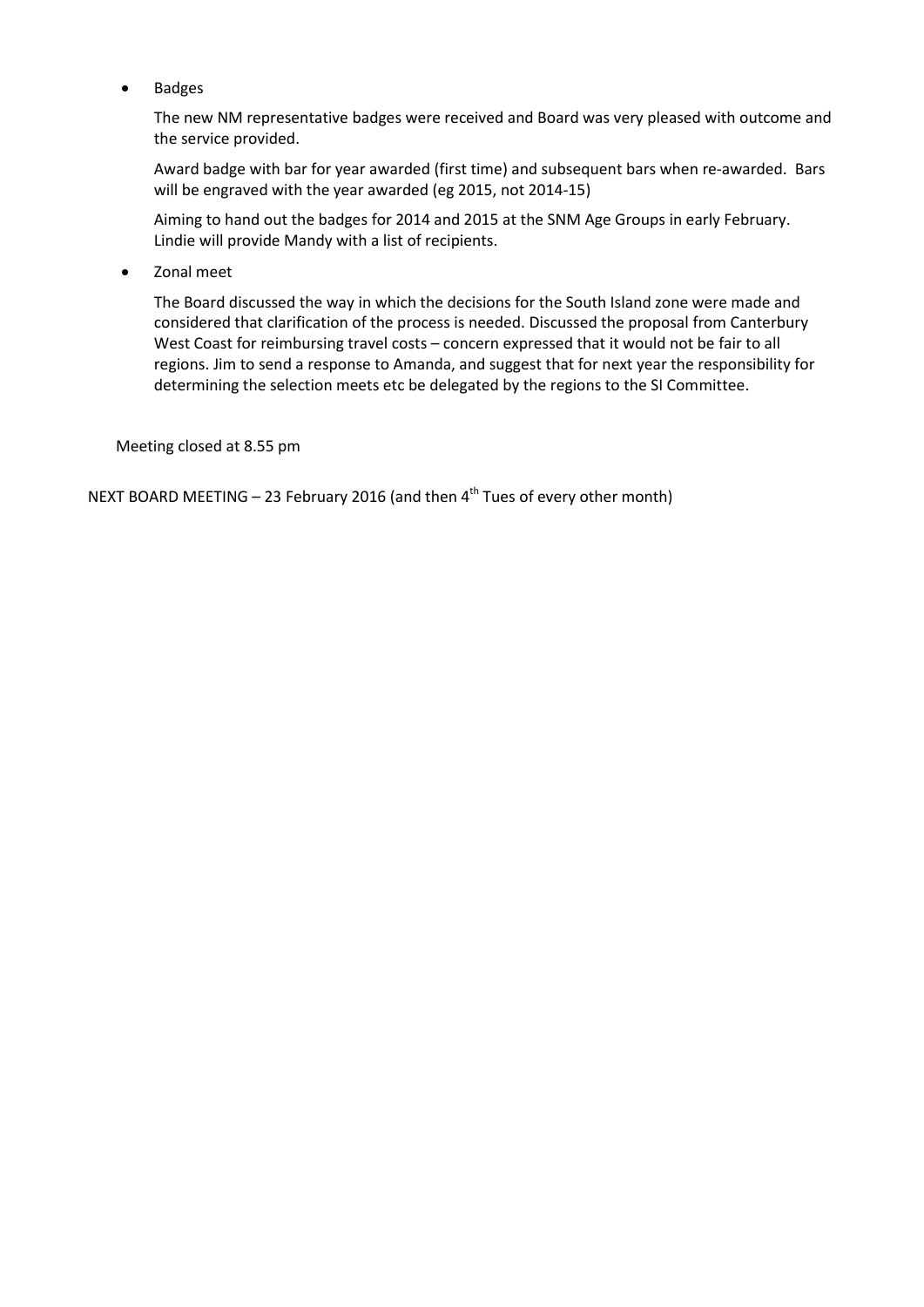- Badges

  The new NM representative badges were received and Board was very pleased with outcome and the service provided.

  Award badge with bar for year awarded (first time) and subsequent bars when re-awarded. Bars will be engraved with the year awarded (eg 2015, not 2014-15)

  Aiming to hand out the badges for 2014 and 2015 at the SNM Age Groups in early February. Lindie will provide Mandy with a list of recipients.

- Zonal meet

  The Board discussed the way in which the decisions for the South Island zone were made and considered that clarification of the process is needed. Discussed the proposal from Canterbury West Coast for reimbursing travel costs – concern expressed that it would not be fair to all regions. Jim to send a response to Amanda, and suggest that for next year the responsibility for determining the selection meets etc be delegated by the regions to the SI Committee.

Meeting closed at 8.55 pm

NEXT BOARD MEETING – 23 February 2016 (and then 4th Tues of every other month)